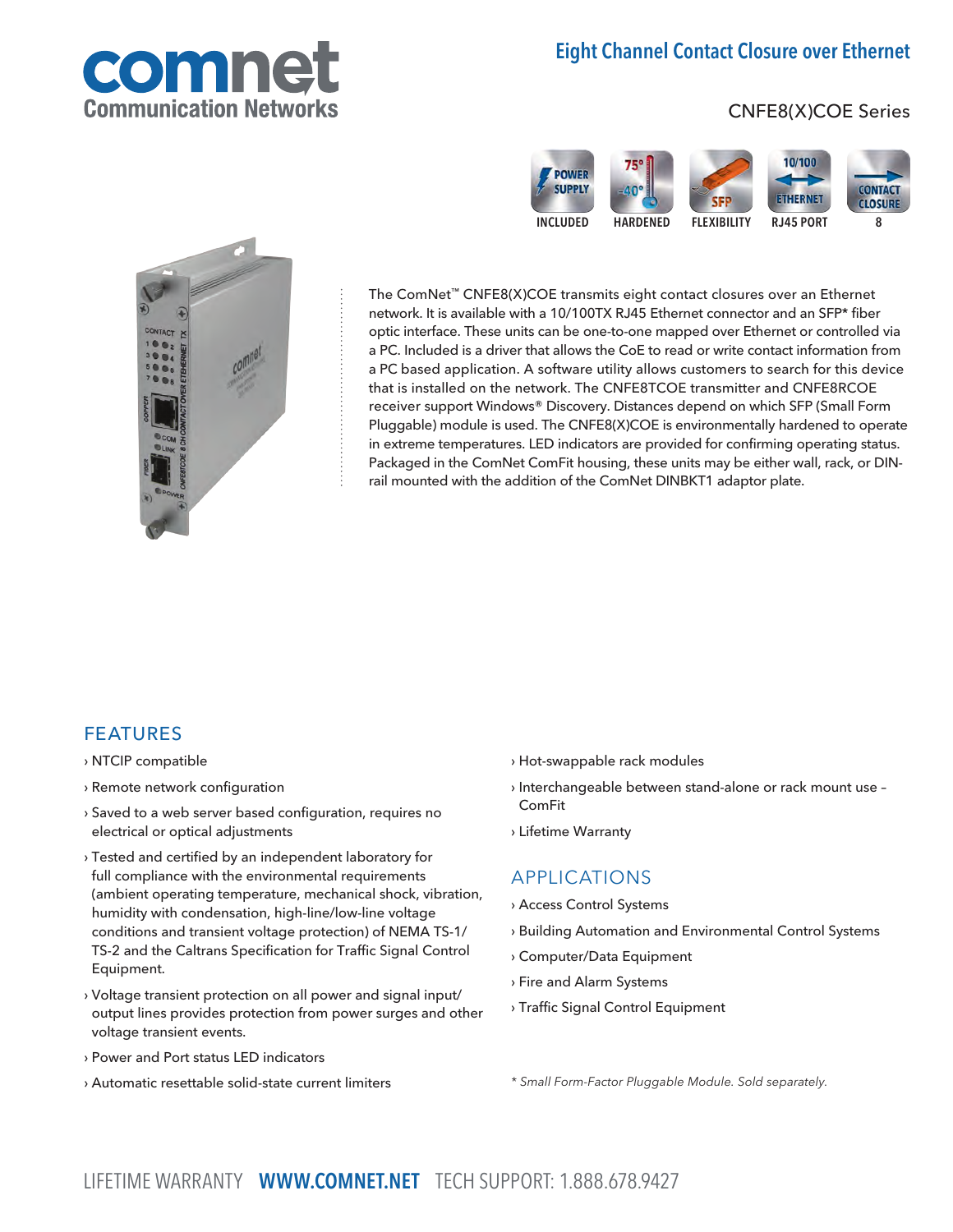# Eight Channel Contact Closure over Ethernet

## CNFE8(X)COE Series

POWER SUPPLY INCLUDED | HARDENED | SFP FLEXIBILITY | 10/100 ETHERNET RJ45 PORT | CONTACT CLOSURE 8

The ComNet™ CNFE8(X)COE transmits eight contact closures over an Ethernet network. It is available with a 10/100TX RJ45 Ethernet connector and an SFP* fiber optic interface. These units can be one-to-one mapped over Ethernet or controlled via a PC. Included is a driver that allows the CoE to read or write contact information from a PC based application. A software utility allows customers to search for this device that is installed on the network. The CNFE8TCOE transmitter and CNFE8RCOE receiver support Windows® Discovery. Distances depend on which SFP (Small Form Pluggable) module is used. The CNFE8(X)COE is environmentally hardened to operate in extreme temperatures. LED indicators are provided for confirming operating status. Packaged in the ComNet ComFit housing, these units may be either wall, rack, or DIN-rail mounted with the addition of the ComNet DINBKT1 adaptor plate.

## FEATURES

- NTCIP compatible
- Remote network configuration
- Saved to a web server based configuration, requires no electrical or optical adjustments
- Tested and certified by an independent laboratory for full compliance with the environmental requirements (ambient operating temperature, mechanical shock, vibration, humidity with condensation, high-line/low-line voltage conditions and transient voltage protection) of NEMA TS-1/TS-2 and the Caltrans Specification for Traffic Signal Control Equipment.
- Voltage transient protection on all power and signal input/output lines provides protection from power surges and other voltage transient events.
- Power and Port status LED indicators
- Automatic resettable solid-state current limiters
- Hot-swappable rack modules
- Interchangeable between stand-alone or rack mount use – ComFit
- Lifetime Warranty

## APPLICATIONS

- Access Control Systems
- Building Automation and Environmental Control Systems
- Computer/Data Equipment
- Fire and Alarm Systems
- Traffic Signal Control Equipment

*\* Small Form-Factor Pluggable Module. Sold separately.*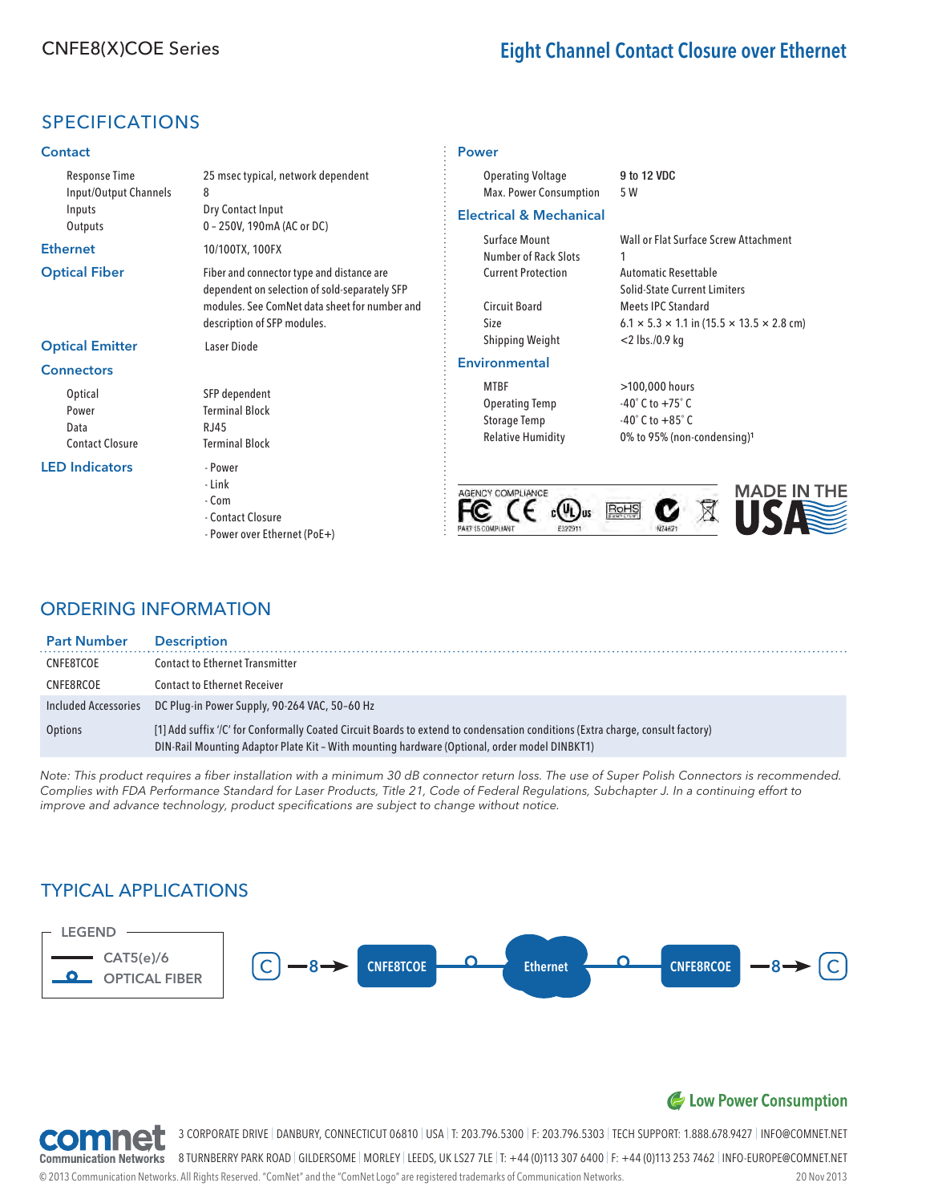## SPECIFICATIONS

### Contact

| | |
|---|---|
| Response Time | 25 msec typical, network dependent |
| Input/Output Channels | 8 |
| Inputs | Dry Contact Input |
| Outputs | 0 – 250V, 190mA (AC or DC) |

### Ethernet

10/100TX, 100FX

### Optical Fiber

Fiber and connector type and distance are dependent on selection of sold-separately SFP modules. See ComNet data sheet for number and description of SFP modules.

### Optical Emitter

Laser Diode

### Connectors

| | |
|---|---|
| Optical | SFP dependent |
| Power | Terminal Block |
| Data | RJ45 |
| Contact Closure | Terminal Block |

### LED Indicators

- Power
- Link
- Com
- Contact Closure
- Power over Ethernet (PoE+)

### Power

| | |
|---|---|
| Operating Voltage | 9 to 12 VDC |
| Max. Power Consumption | 5 W |

### Electrical & Mechanical

| | |
|---|---|
| Surface Mount | Wall or Flat Surface Screw Attachment |
| Number of Rack Slots | 1 |
| Current Protection | Automatic Resettable Solid-State Current Limiters |
| Circuit Board | Meets IPC Standard |
| Size | 6.1 × 5.3 × 1.1 in (15.5 × 13.5 × 2.8 cm) |
| Shipping Weight | <2 lbs./0.9 kg |

### Environmental

| | |
|---|---|
| MTBF | >100,000 hours |
| Operating Temp | -40˚ C to +75˚ C |
| Storage Temp | -40˚ C to +85˚ C |
| Relative Humidity | 0% to 95% (non-condensing)[1] |

AGENCY COMPLIANCE

PART 15 COMPLIANT E322911 N24821

MADE IN THE USA

## ORDERING INFORMATION

| Part Number | Description |
|---|---|
| CNFE8TCOE | Contact to Ethernet Transmitter |
| CNFE8RCOE | Contact to Ethernet Receiver |
| Included Accessories | DC Plug-in Power Supply, 90-264 VAC, 50–60 Hz |
| Options | [1] Add suffix '/C' for Conformally Coated Circuit Boards to extend to condensation conditions (Extra charge, consult factory)<br>DIN-Rail Mounting Adaptor Plate Kit – With mounting hardware (Optional, order model DINBKT1) |

*Note: This product requires a fiber installation with a minimum 30 dB connector return loss. The use of Super Polish Connectors is recommended. Complies with FDA Performance Standard for Laser Products, Title 21, Code of Federal Regulations, Subchapter J. In a continuing effort to improve and advance technology, product specifications are subject to change without notice.*

## TYPICAL APPLICATIONS

LEGEND

CAT5(e)/6

OPTICAL FIBER

C 8 CNFE8TCOE Ethernet CNFE8RCOE 8 C

Low Power Consumption

3 CORPORATE DRIVE | DANBURY, CONNECTICUT 06810 | USA | T: 203.796.5300 | F: 203.796.5303 | TECH SUPPORT: 1.888.678.9427 | INFO@COMNET.NET

8 TURNBERRY PARK ROAD | GILDERSOME | MORLEY | LEEDS, UK LS27 7LE | T: +44 (0)113 307 6400 | F: +44 (0)113 253 7462 | INFO-EUROPE@COMNET.NET

© 2013 Communication Networks. All Rights Reserved. "ComNet" and the "ComNet Logo" are registered trademarks of Communication Networks. 20 Nov 2013